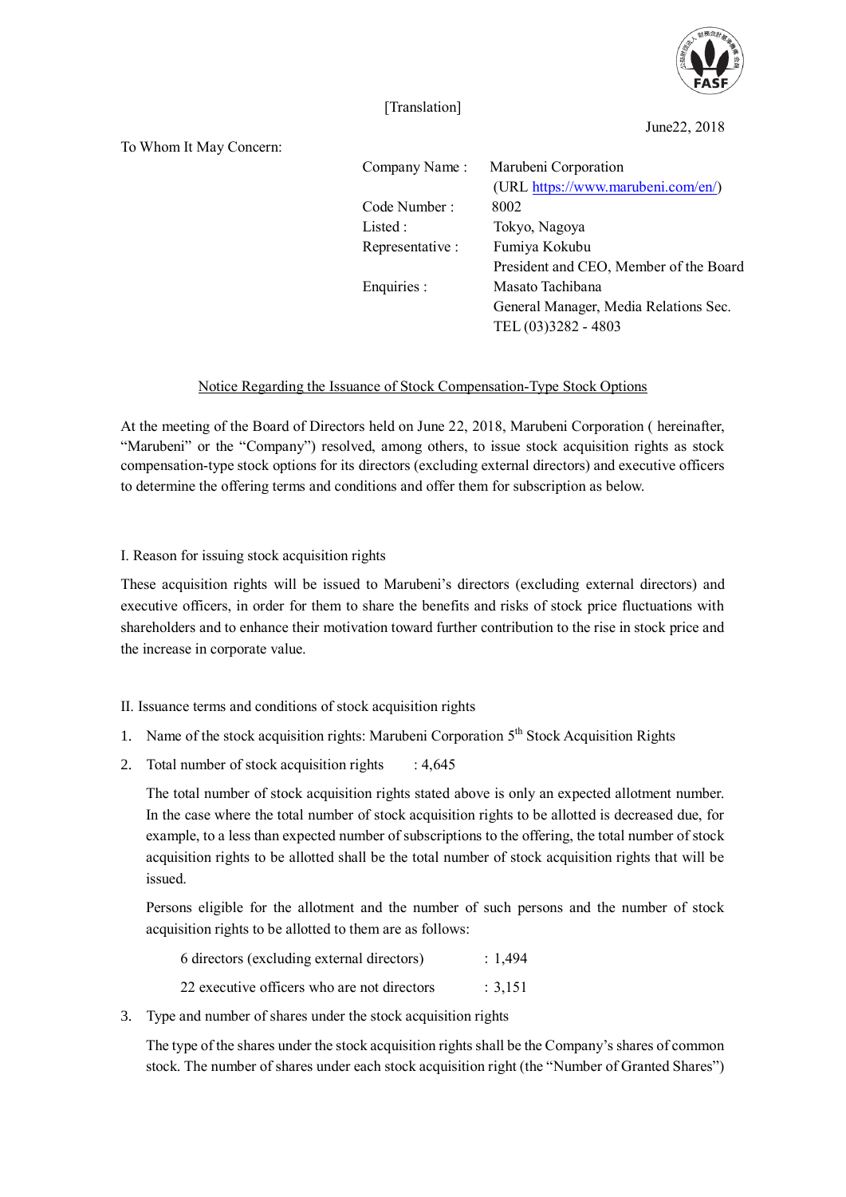[Translation]

June22, 2018

To Whom It May Concern:

| | |
|---|---|
| Company Name : | Marubeni Corporation (URL https://www.marubeni.com/en/) |
| Code Number : | 8002 |
| Listed : | Tokyo, Nagoya |
| Representative : | Fumiya Kokubu President and CEO, Member of the Board |
| Enquiries : | Masato Tachibana General Manager, Media Relations Sec. TEL (03)3282 - 4803 |

## Notice Regarding the Issuance of Stock Compensation-Type Stock Options

At the meeting of the Board of Directors held on June 22, 2018, Marubeni Corporation ( hereinafter, "Marubeni" or the "Company") resolved, among others, to issue stock acquisition rights as stock compensation-type stock options for its directors (excluding external directors) and executive officers to determine the offering terms and conditions and offer them for subscription as below.

### I. Reason for issuing stock acquisition rights

These acquisition rights will be issued to Marubeni's directors (excluding external directors) and executive officers, in order for them to share the benefits and risks of stock price fluctuations with shareholders and to enhance their motivation toward further contribution to the rise in stock price and the increase in corporate value.

### II. Issuance terms and conditions of stock acquisition rights

1. Name of the stock acquisition rights: Marubeni Corporation 5th Stock Acquisition Rights

2. Total number of stock acquisition rights : 4,645

   The total number of stock acquisition rights stated above is only an expected allotment number. In the case where the total number of stock acquisition rights to be allotted is decreased due, for example, to a less than expected number of subscriptions to the offering, the total number of stock acquisition rights to be allotted shall be the total number of stock acquisition rights that will be issued.

   Persons eligible for the allotment and the number of such persons and the number of stock acquisition rights to be allotted to them are as follows:

   | | |
   |---|---|
   | 6 directors (excluding external directors) | : 1,494 |
   | 22 executive officers who are not directors | : 3,151 |

3. Type and number of shares under the stock acquisition rights

   The type of the shares under the stock acquisition rights shall be the Company's shares of common stock. The number of shares under each stock acquisition right (the "Number of Granted Shares")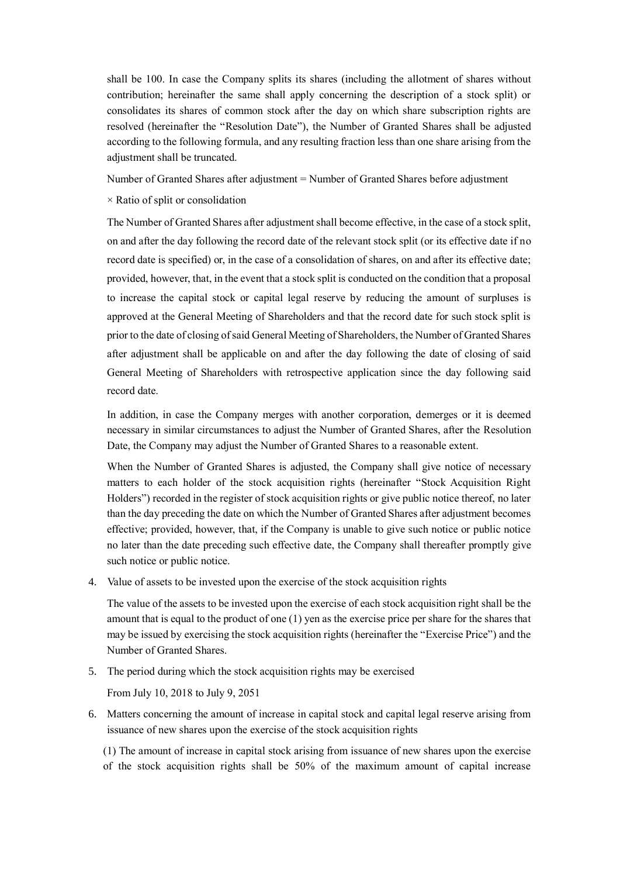shall be 100. In case the Company splits its shares (including the allotment of shares without contribution; hereinafter the same shall apply concerning the description of a stock split) or consolidates its shares of common stock after the day on which share subscription rights are resolved (hereinafter the "Resolution Date"), the Number of Granted Shares shall be adjusted according to the following formula, and any resulting fraction less than one share arising from the adjustment shall be truncated.

Number of Granted Shares after adjustment = Number of Granted Shares before adjustment

× Ratio of split or consolidation

The Number of Granted Shares after adjustment shall become effective, in the case of a stock split, on and after the day following the record date of the relevant stock split (or its effective date if no record date is specified) or, in the case of a consolidation of shares, on and after its effective date; provided, however, that, in the event that a stock split is conducted on the condition that a proposal to increase the capital stock or capital legal reserve by reducing the amount of surpluses is approved at the General Meeting of Shareholders and that the record date for such stock split is prior to the date of closing of said General Meeting of Shareholders, the Number of Granted Shares after adjustment shall be applicable on and after the day following the date of closing of said General Meeting of Shareholders with retrospective application since the day following said record date.

In addition, in case the Company merges with another corporation, demerges or it is deemed necessary in similar circumstances to adjust the Number of Granted Shares, after the Resolution Date, the Company may adjust the Number of Granted Shares to a reasonable extent.

When the Number of Granted Shares is adjusted, the Company shall give notice of necessary matters to each holder of the stock acquisition rights (hereinafter "Stock Acquisition Right Holders") recorded in the register of stock acquisition rights or give public notice thereof, no later than the day preceding the date on which the Number of Granted Shares after adjustment becomes effective; provided, however, that, if the Company is unable to give such notice or public notice no later than the date preceding such effective date, the Company shall thereafter promptly give such notice or public notice.

4. Value of assets to be invested upon the exercise of the stock acquisition rights

   The value of the assets to be invested upon the exercise of each stock acquisition right shall be the amount that is equal to the product of one (1) yen as the exercise price per share for the shares that may be issued by exercising the stock acquisition rights (hereinafter the "Exercise Price") and the Number of Granted Shares.

5. The period during which the stock acquisition rights may be exercised

   From July 10, 2018 to July 9, 2051

6. Matters concerning the amount of increase in capital stock and capital legal reserve arising from issuance of new shares upon the exercise of the stock acquisition rights

   (1) The amount of increase in capital stock arising from issuance of new shares upon the exercise of the stock acquisition rights shall be 50% of the maximum amount of capital increase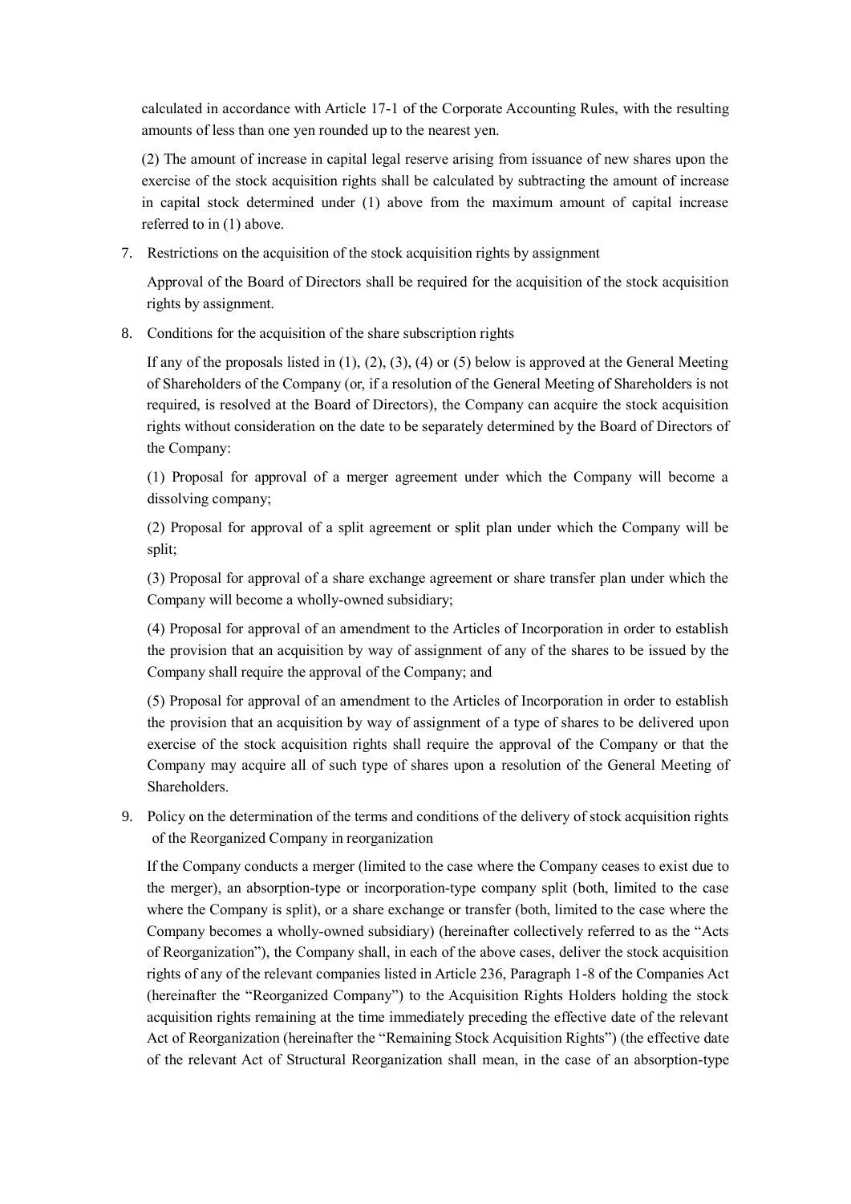calculated in accordance with Article 17-1 of the Corporate Accounting Rules, with the resulting amounts of less than one yen rounded up to the nearest yen.

(2) The amount of increase in capital legal reserve arising from issuance of new shares upon the exercise of the stock acquisition rights shall be calculated by subtracting the amount of increase in capital stock determined under (1) above from the maximum amount of capital increase referred to in (1) above.

7. Restrictions on the acquisition of the stock acquisition rights by assignment

   Approval of the Board of Directors shall be required for the acquisition of the stock acquisition rights by assignment.

8. Conditions for the acquisition of the share subscription rights

   If any of the proposals listed in (1), (2), (3), (4) or (5) below is approved at the General Meeting of Shareholders of the Company (or, if a resolution of the General Meeting of Shareholders is not required, is resolved at the Board of Directors), the Company can acquire the stock acquisition rights without consideration on the date to be separately determined by the Board of Directors of the Company:

   (1) Proposal for approval of a merger agreement under which the Company will become a dissolving company;

   (2) Proposal for approval of a split agreement or split plan under which the Company will be split;

   (3) Proposal for approval of a share exchange agreement or share transfer plan under which the Company will become a wholly-owned subsidiary;

   (4) Proposal for approval of an amendment to the Articles of Incorporation in order to establish the provision that an acquisition by way of assignment of any of the shares to be issued by the Company shall require the approval of the Company; and

   (5) Proposal for approval of an amendment to the Articles of Incorporation in order to establish the provision that an acquisition by way of assignment of a type of shares to be delivered upon exercise of the stock acquisition rights shall require the approval of the Company or that the Company may acquire all of such type of shares upon a resolution of the General Meeting of Shareholders.

9. Policy on the determination of the terms and conditions of the delivery of stock acquisition rights of the Reorganized Company in reorganization

   If the Company conducts a merger (limited to the case where the Company ceases to exist due to the merger), an absorption-type or incorporation-type company split (both, limited to the case where the Company is split), or a share exchange or transfer (both, limited to the case where the Company becomes a wholly-owned subsidiary) (hereinafter collectively referred to as the "Acts of Reorganization"), the Company shall, in each of the above cases, deliver the stock acquisition rights of any of the relevant companies listed in Article 236, Paragraph 1-8 of the Companies Act (hereinafter the "Reorganized Company") to the Acquisition Rights Holders holding the stock acquisition rights remaining at the time immediately preceding the effective date of the relevant Act of Reorganization (hereinafter the "Remaining Stock Acquisition Rights") (the effective date of the relevant Act of Structural Reorganization shall mean, in the case of an absorption-type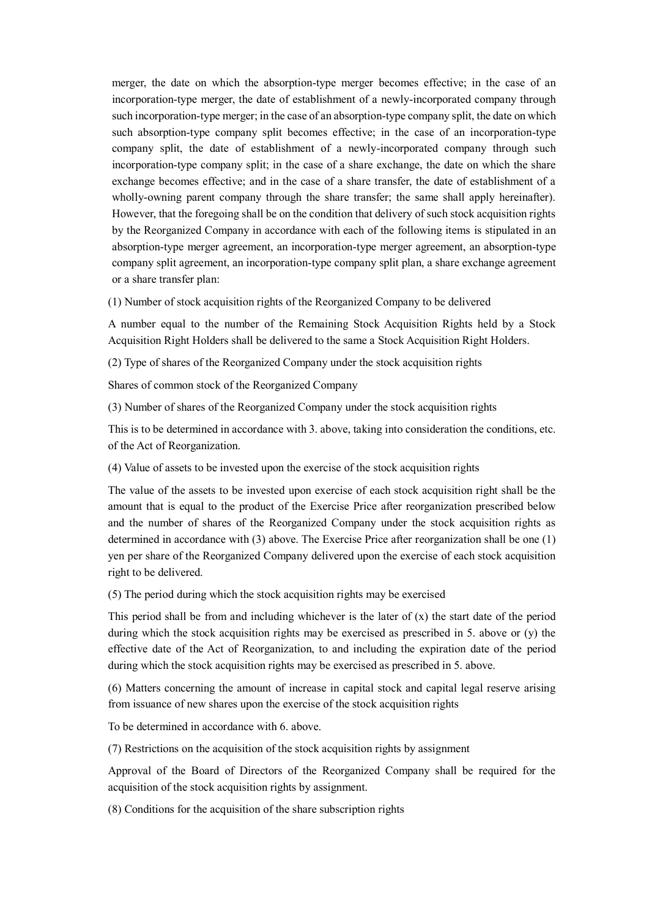merger, the date on which the absorption-type merger becomes effective; in the case of an incorporation-type merger, the date of establishment of a newly-incorporated company through such incorporation-type merger; in the case of an absorption-type company split, the date on which such absorption-type company split becomes effective; in the case of an incorporation-type company split, the date of establishment of a newly-incorporated company through such incorporation-type company split; in the case of a share exchange, the date on which the share exchange becomes effective; and in the case of a share transfer, the date of establishment of a wholly-owning parent company through the share transfer; the same shall apply hereinafter). However, that the foregoing shall be on the condition that delivery of such stock acquisition rights by the Reorganized Company in accordance with each of the following items is stipulated in an absorption-type merger agreement, an incorporation-type merger agreement, an absorption-type company split agreement, an incorporation-type company split plan, a share exchange agreement or a share transfer plan:

(1) Number of stock acquisition rights of the Reorganized Company to be delivered

A number equal to the number of the Remaining Stock Acquisition Rights held by a Stock Acquisition Right Holders shall be delivered to the same a Stock Acquisition Right Holders.

(2) Type of shares of the Reorganized Company under the stock acquisition rights

Shares of common stock of the Reorganized Company

(3) Number of shares of the Reorganized Company under the stock acquisition rights

This is to be determined in accordance with 3. above, taking into consideration the conditions, etc. of the Act of Reorganization.

(4) Value of assets to be invested upon the exercise of the stock acquisition rights

The value of the assets to be invested upon exercise of each stock acquisition right shall be the amount that is equal to the product of the Exercise Price after reorganization prescribed below and the number of shares of the Reorganized Company under the stock acquisition rights as determined in accordance with (3) above. The Exercise Price after reorganization shall be one (1) yen per share of the Reorganized Company delivered upon the exercise of each stock acquisition right to be delivered.

(5) The period during which the stock acquisition rights may be exercised

This period shall be from and including whichever is the later of (x) the start date of the period during which the stock acquisition rights may be exercised as prescribed in 5. above or (y) the effective date of the Act of Reorganization, to and including the expiration date of the period during which the stock acquisition rights may be exercised as prescribed in 5. above.

(6) Matters concerning the amount of increase in capital stock and capital legal reserve arising from issuance of new shares upon the exercise of the stock acquisition rights

To be determined in accordance with 6. above.

(7) Restrictions on the acquisition of the stock acquisition rights by assignment

Approval of the Board of Directors of the Reorganized Company shall be required for the acquisition of the stock acquisition rights by assignment.

(8) Conditions for the acquisition of the share subscription rights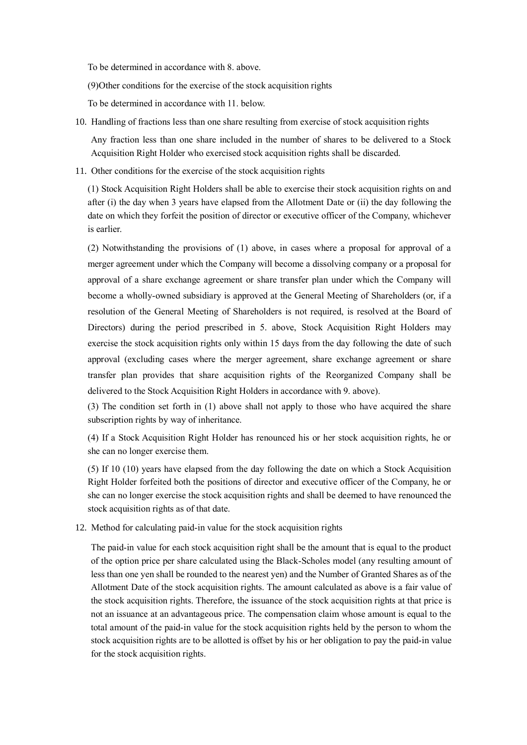To be determined in accordance with 8. above.

(9)Other conditions for the exercise of the stock acquisition rights

To be determined in accordance with 11. below.

10. Handling of fractions less than one share resulting from exercise of stock acquisition rights

    Any fraction less than one share included in the number of shares to be delivered to a Stock Acquisition Right Holder who exercised stock acquisition rights shall be discarded.

11. Other conditions for the exercise of the stock acquisition rights

    (1) Stock Acquisition Right Holders shall be able to exercise their stock acquisition rights on and after (i) the day when 3 years have elapsed from the Allotment Date or (ii) the day following the date on which they forfeit the position of director or executive officer of the Company, whichever is earlier.

    (2) Notwithstanding the provisions of (1) above, in cases where a proposal for approval of a merger agreement under which the Company will become a dissolving company or a proposal for approval of a share exchange agreement or share transfer plan under which the Company will become a wholly-owned subsidiary is approved at the General Meeting of Shareholders (or, if a resolution of the General Meeting of Shareholders is not required, is resolved at the Board of Directors) during the period prescribed in 5. above, Stock Acquisition Right Holders may exercise the stock acquisition rights only within 15 days from the day following the date of such approval (excluding cases where the merger agreement, share exchange agreement or share transfer plan provides that share acquisition rights of the Reorganized Company shall be delivered to the Stock Acquisition Right Holders in accordance with 9. above).

    (3) The condition set forth in (1) above shall not apply to those who have acquired the share subscription rights by way of inheritance.

    (4) If a Stock Acquisition Right Holder has renounced his or her stock acquisition rights, he or she can no longer exercise them.

    (5) If 10 (10) years have elapsed from the day following the date on which a Stock Acquisition Right Holder forfeited both the positions of director and executive officer of the Company, he or she can no longer exercise the stock acquisition rights and shall be deemed to have renounced the stock acquisition rights as of that date.

12. Method for calculating paid-in value for the stock acquisition rights

    The paid-in value for each stock acquisition right shall be the amount that is equal to the product of the option price per share calculated using the Black-Scholes model (any resulting amount of less than one yen shall be rounded to the nearest yen) and the Number of Granted Shares as of the Allotment Date of the stock acquisition rights. The amount calculated as above is a fair value of the stock acquisition rights. Therefore, the issuance of the stock acquisition rights at that price is not an issuance at an advantageous price. The compensation claim whose amount is equal to the total amount of the paid-in value for the stock acquisition rights held by the person to whom the stock acquisition rights are to be allotted is offset by his or her obligation to pay the paid-in value for the stock acquisition rights.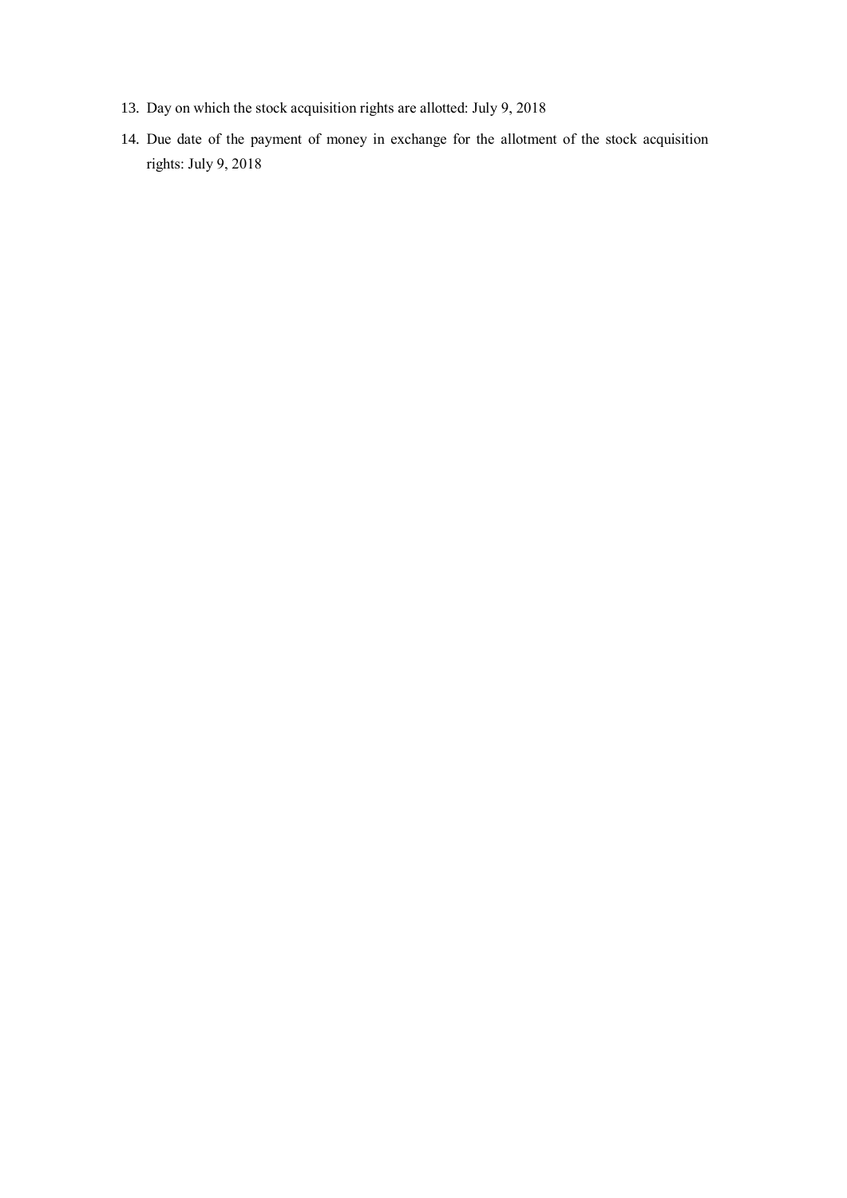13. Day on which the stock acquisition rights are allotted: July 9, 2018
14. Due date of the payment of money in exchange for the allotment of the stock acquisition rights: July 9, 2018